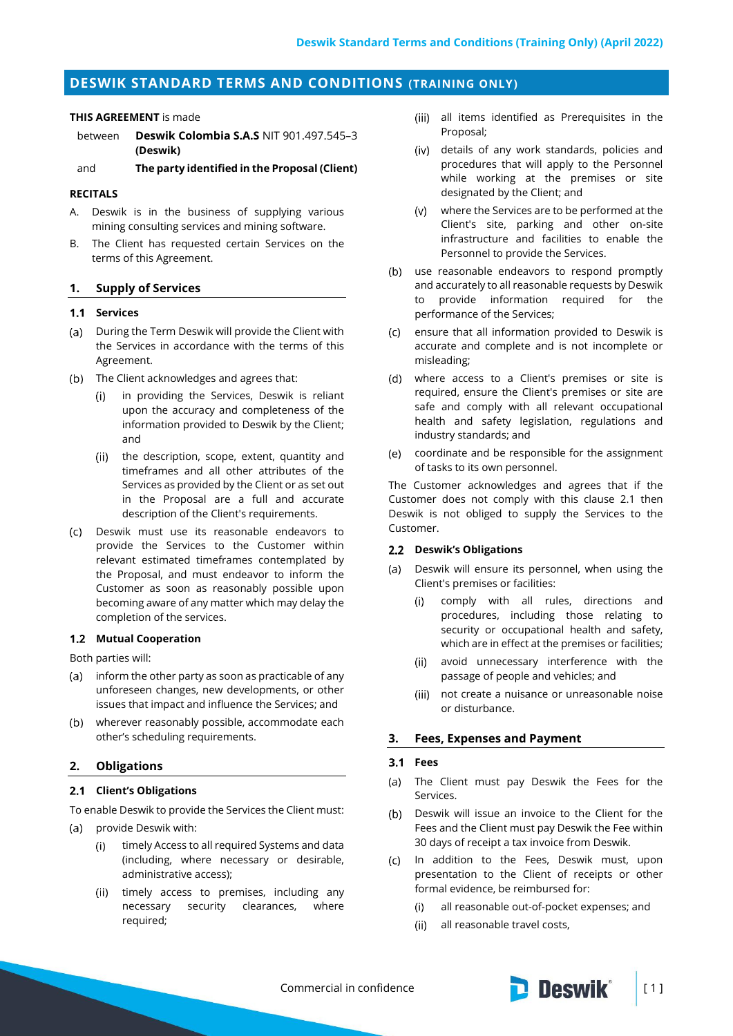# DESWIK STANDARD TERMS AND CONDITIONS (TRAINING ONLY)

**THIS AGREEMENT** is made

between **Deswik Colombia S.A.S** NIT 901.497.545–3 **(Deswik)**

and **The party identified in the Proposal (Client)**

**RECITALS**

A. Deswik is in the business of supplying various mining consulting services and mining software.

B. The Client has requested certain Services on the terms of this Agreement.

## 1. Supply of Services

### 1.1 Services

(a) During the Term Deswik will provide the Client with the Services in accordance with the terms of this Agreement.

(b) The Client acknowledges and agrees that:

(i) in providing the Services, Deswik is reliant upon the accuracy and completeness of the information provided to Deswik by the Client; and

(ii) the description, scope, extent, quantity and timeframes and all other attributes of the Services as provided by the Client or as set out in the Proposal are a full and accurate description of the Client's requirements.

(c) Deswik must use its reasonable endeavors to provide the Services to the Customer within relevant estimated timeframes contemplated by the Proposal, and must endeavor to inform the Customer as soon as reasonably possible upon becoming aware of any matter which may delay the completion of the services.

### 1.2 Mutual Cooperation

Both parties will:

(a) inform the other party as soon as practicable of any unforeseen changes, new developments, or other issues that impact and influence the Services; and

(b) wherever reasonably possible, accommodate each other's scheduling requirements.

## 2. Obligations

### 2.1 Client's Obligations

To enable Deswik to provide the Services the Client must:

(a) provide Deswik with:

(i) timely Access to all required Systems and data (including, where necessary or desirable, administrative access);

(ii) timely access to premises, including any necessary security clearances, where required;

(iii) all items identified as Prerequisites in the Proposal;

(iv) details of any work standards, policies and procedures that will apply to the Personnel while working at the premises or site designated by the Client; and

(v) where the Services are to be performed at the Client's site, parking and other on-site infrastructure and facilities to enable the Personnel to provide the Services.

(b) use reasonable endeavors to respond promptly and accurately to all reasonable requests by Deswik to provide information required for the performance of the Services;

(c) ensure that all information provided to Deswik is accurate and complete and is not incomplete or misleading;

(d) where access to a Client's premises or site is required, ensure the Client's premises or site are safe and comply with all relevant occupational health and safety legislation, regulations and industry standards; and

(e) coordinate and be responsible for the assignment of tasks to its own personnel.

The Customer acknowledges and agrees that if the Customer does not comply with this clause 2.1 then Deswik is not obliged to supply the Services to the Customer.

### 2.2 Deswik's Obligations

(a) Deswik will ensure its personnel, when using the Client's premises or facilities:

(i) comply with all rules, directions and procedures, including those relating to security or occupational health and safety, which are in effect at the premises or facilities;

(ii) avoid unnecessary interference with the passage of people and vehicles; and

(iii) not create a nuisance or unreasonable noise or disturbance.

## 3. Fees, Expenses and Payment

### 3.1 Fees

(a) The Client must pay Deswik the Fees for the Services.

(b) Deswik will issue an invoice to the Client for the Fees and the Client must pay Deswik the Fee within 30 days of receipt a tax invoice from Deswik.

(c) In addition to the Fees, Deswik must, upon presentation to the Client of receipts or other formal evidence, be reimbursed for:

(i) all reasonable out-of-pocket expenses; and

(ii) all reasonable travel costs,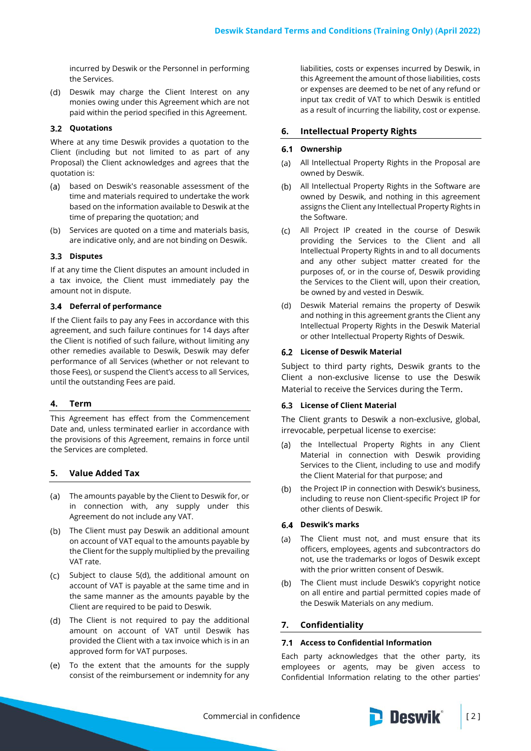incurred by Deswik or the Personnel in performing the Services.

(d) Deswik may charge the Client Interest on any monies owing under this Agreement which are not paid within the period specified in this Agreement.

### 3.2 Quotations

Where at any time Deswik provides a quotation to the Client (including but not limited to as part of any Proposal) the Client acknowledges and agrees that the quotation is:

(a) based on Deswik's reasonable assessment of the time and materials required to undertake the work based on the information available to Deswik at the time of preparing the quotation; and

(b) Services are quoted on a time and materials basis, are indicative only, and are not binding on Deswik.

### 3.3 Disputes

If at any time the Client disputes an amount included in a tax invoice, the Client must immediately pay the amount not in dispute.

### 3.4 Deferral of performance

If the Client fails to pay any Fees in accordance with this agreement, and such failure continues for 14 days after the Client is notified of such failure, without limiting any other remedies available to Deswik, Deswik may defer performance of all Services (whether or not relevant to those Fees), or suspend the Client's access to all Services, until the outstanding Fees are paid.

## 4. Term

This Agreement has effect from the Commencement Date and, unless terminated earlier in accordance with the provisions of this Agreement, remains in force until the Services are completed.

## 5. Value Added Tax

(a) The amounts payable by the Client to Deswik for, or in connection with, any supply under this Agreement do not include any VAT.

(b) The Client must pay Deswik an additional amount on account of VAT equal to the amounts payable by the Client for the supply multiplied by the prevailing VAT rate.

(c) Subject to clause 5(d), the additional amount on account of VAT is payable at the same time and in the same manner as the amounts payable by the Client are required to be paid to Deswik.

(d) The Client is not required to pay the additional amount on account of VAT until Deswik has provided the Client with a tax invoice which is in an approved form for VAT purposes.

(e) To the extent that the amounts for the supply consist of the reimbursement or indemnity for any liabilities, costs or expenses incurred by Deswik, in this Agreement the amount of those liabilities, costs or expenses are deemed to be net of any refund or input tax credit of VAT to which Deswik is entitled as a result of incurring the liability, cost or expense.

## 6. Intellectual Property Rights

### 6.1 Ownership

(a) All Intellectual Property Rights in the Proposal are owned by Deswik.

(b) All Intellectual Property Rights in the Software are owned by Deswik, and nothing in this agreement assigns the Client any Intellectual Property Rights in the Software.

(c) All Project IP created in the course of Deswik providing the Services to the Client and all Intellectual Property Rights in and to all documents and any other subject matter created for the purposes of, or in the course of, Deswik providing the Services to the Client will, upon their creation, be owned by and vested in Deswik.

(d) Deswik Material remains the property of Deswik and nothing in this agreement grants the Client any Intellectual Property Rights in the Deswik Material or other Intellectual Property Rights of Deswik.

### 6.2 License of Deswik Material

Subject to third party rights, Deswik grants to the Client a non-exclusive license to use the Deswik Material to receive the Services during the Term.

### 6.3 License of Client Material

The Client grants to Deswik a non-exclusive, global, irrevocable, perpetual license to exercise:

(a) the Intellectual Property Rights in any Client Material in connection with Deswik providing Services to the Client, including to use and modify the Client Material for that purpose; and

(b) the Project IP in connection with Deswik's business, including to reuse non Client-specific Project IP for other clients of Deswik.

### 6.4 Deswik's marks

(a) The Client must not, and must ensure that its officers, employees, agents and subcontractors do not, use the trademarks or logos of Deswik except with the prior written consent of Deswik.

(b) The Client must include Deswik's copyright notice on all entire and partial permitted copies made of the Deswik Materials on any medium.

## 7. Confidentiality

### 7.1 Access to Confidential Information

Each party acknowledges that the other party, its employees or agents, may be given access to Confidential Information relating to the other parties'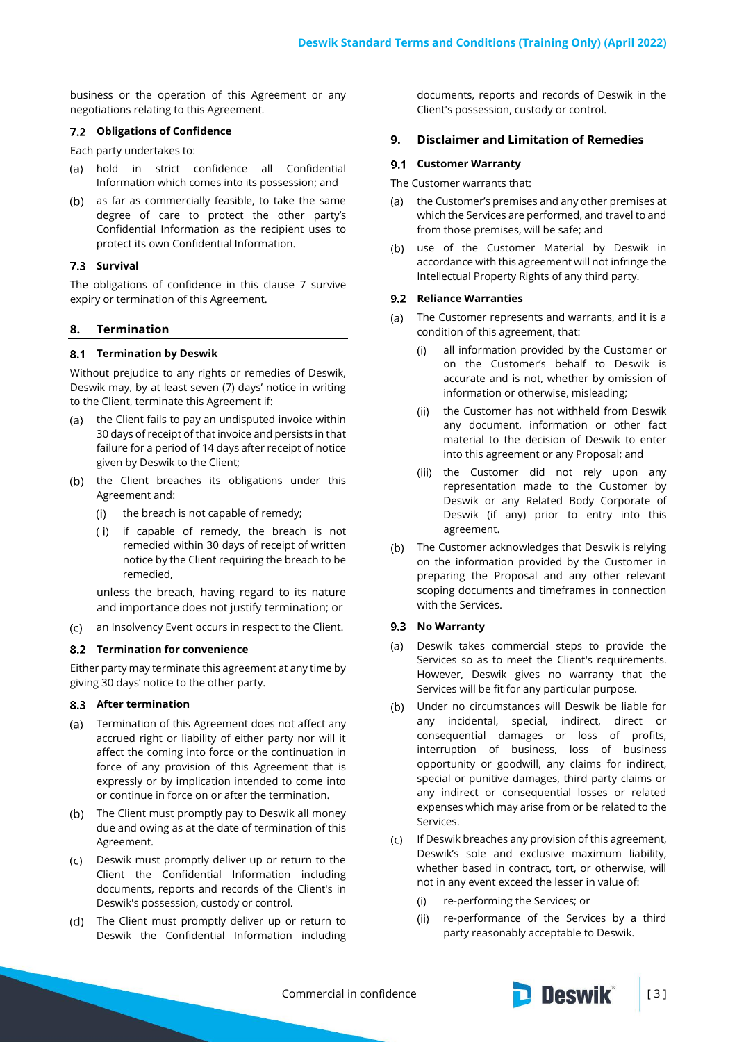business or the operation of this Agreement or any negotiations relating to this Agreement.

### 7.2 Obligations of Confidence

Each party undertakes to:

(a) hold in strict confidence all Confidential Information which comes into its possession; and

(b) as far as commercially feasible, to take the same degree of care to protect the other party's Confidential Information as the recipient uses to protect its own Confidential Information.

### 7.3 Survival

The obligations of confidence in this clause 7 survive expiry or termination of this Agreement.

## 8. Termination

### 8.1 Termination by Deswik

Without prejudice to any rights or remedies of Deswik, Deswik may, by at least seven (7) days' notice in writing to the Client, terminate this Agreement if:

(a) the Client fails to pay an undisputed invoice within 30 days of receipt of that invoice and persists in that failure for a period of 14 days after receipt of notice given by Deswik to the Client;

(b) the Client breaches its obligations under this Agreement and:

  (i) the breach is not capable of remedy;

  (ii) if capable of remedy, the breach is not remedied within 30 days of receipt of written notice by the Client requiring the breach to be remedied,

  unless the breach, having regard to its nature and importance does not justify termination; or

(c) an Insolvency Event occurs in respect to the Client.

### 8.2 Termination for convenience

Either party may terminate this agreement at any time by giving 30 days' notice to the other party.

### 8.3 After termination

(a) Termination of this Agreement does not affect any accrued right or liability of either party nor will it affect the coming into force or the continuation in force of any provision of this Agreement that is expressly or by implication intended to come into or continue in force on or after the termination.

(b) The Client must promptly pay to Deswik all money due and owing as at the date of termination of this Agreement.

(c) Deswik must promptly deliver up or return to the Client the Confidential Information including documents, reports and records of the Client's in Deswik's possession, custody or control.

(d) The Client must promptly deliver up or return to Deswik the Confidential Information including documents, reports and records of Deswik in the Client's possession, custody or control.

## 9. Disclaimer and Limitation of Remedies

### 9.1 Customer Warranty

The Customer warrants that:

(a) the Customer's premises and any other premises at which the Services are performed, and travel to and from those premises, will be safe; and

(b) use of the Customer Material by Deswik in accordance with this agreement will not infringe the Intellectual Property Rights of any third party.

### 9.2 Reliance Warranties

(a) The Customer represents and warrants, and it is a condition of this agreement, that:

  (i) all information provided by the Customer or on the Customer's behalf to Deswik is accurate and is not, whether by omission of information or otherwise, misleading;

  (ii) the Customer has not withheld from Deswik any document, information or other fact material to the decision of Deswik to enter into this agreement or any Proposal; and

  (iii) the Customer did not rely upon any representation made to the Customer by Deswik or any Related Body Corporate of Deswik (if any) prior to entry into this agreement.

(b) The Customer acknowledges that Deswik is relying on the information provided by the Customer in preparing the Proposal and any other relevant scoping documents and timeframes in connection with the Services.

### 9.3 No Warranty

(a) Deswik takes commercial steps to provide the Services so as to meet the Client's requirements. However, Deswik gives no warranty that the Services will be fit for any particular purpose.

(b) Under no circumstances will Deswik be liable for any incidental, special, indirect, direct or consequential damages or loss of profits, interruption of business, loss of business opportunity or goodwill, any claims for indirect, special or punitive damages, third party claims or any indirect or consequential losses or related expenses which may arise from or be related to the Services.

(c) If Deswik breaches any provision of this agreement, Deswik's sole and exclusive maximum liability, whether based in contract, tort, or otherwise, will not in any event exceed the lesser in value of:

  (i) re-performing the Services; or

  (ii) re-performance of the Services by a third party reasonably acceptable to Deswik.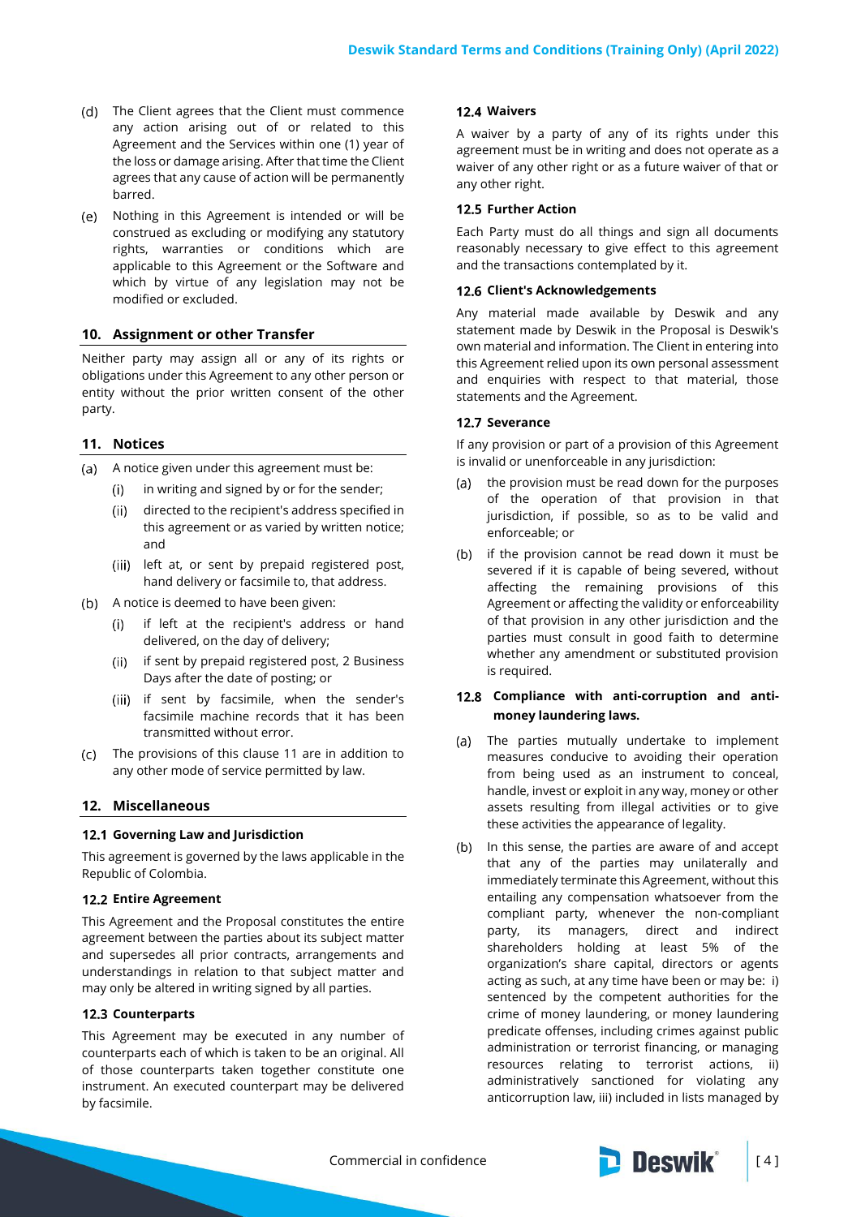(d) The Client agrees that the Client must commence any action arising out of or related to this Agreement and the Services within one (1) year of the loss or damage arising. After that time the Client agrees that any cause of action will be permanently barred.

(e) Nothing in this Agreement is intended or will be construed as excluding or modifying any statutory rights, warranties or conditions which are applicable to this Agreement or the Software and which by virtue of any legislation may not be modified or excluded.

## 10. Assignment or other Transfer

Neither party may assign all or any of its rights or obligations under this Agreement to any other person or entity without the prior written consent of the other party.

## 11. Notices

(a) A notice given under this agreement must be:

  (i) in writing and signed by or for the sender;

  (ii) directed to the recipient's address specified in this agreement or as varied by written notice; and

  (iii) left at, or sent by prepaid registered post, hand delivery or facsimile to, that address.

(b) A notice is deemed to have been given:

  (i) if left at the recipient's address or hand delivered, on the day of delivery;

  (ii) if sent by prepaid registered post, 2 Business Days after the date of posting; or

  (iii) if sent by facsimile, when the sender's facsimile machine records that it has been transmitted without error.

(c) The provisions of this clause 11 are in addition to any other mode of service permitted by law.

## 12. Miscellaneous

### 12.1 Governing Law and Jurisdiction

This agreement is governed by the laws applicable in the Republic of Colombia.

### 12.2 Entire Agreement

This Agreement and the Proposal constitutes the entire agreement between the parties about its subject matter and supersedes all prior contracts, arrangements and understandings in relation to that subject matter and may only be altered in writing signed by all parties.

### 12.3 Counterparts

This Agreement may be executed in any number of counterparts each of which is taken to be an original. All of those counterparts taken together constitute one instrument. An executed counterpart may be delivered by facsimile.

### 12.4 Waivers

A waiver by a party of any of its rights under this agreement must be in writing and does not operate as a waiver of any other right or as a future waiver of that or any other right.

### 12.5 Further Action

Each Party must do all things and sign all documents reasonably necessary to give effect to this agreement and the transactions contemplated by it.

### 12.6 Client's Acknowledgements

Any material made available by Deswik and any statement made by Deswik in the Proposal is Deswik's own material and information. The Client in entering into this Agreement relied upon its own personal assessment and enquiries with respect to that material, those statements and the Agreement.

### 12.7 Severance

If any provision or part of a provision of this Agreement is invalid or unenforceable in any jurisdiction:

(a) the provision must be read down for the purposes of the operation of that provision in that jurisdiction, if possible, so as to be valid and enforceable; or

(b) if the provision cannot be read down it must be severed if it is capable of being severed, without affecting the remaining provisions of this Agreement or affecting the validity or enforceability of that provision in any other jurisdiction and the parties must consult in good faith to determine whether any amendment or substituted provision is required.

### 12.8 Compliance with anti-corruption and anti-money laundering laws.

(a) The parties mutually undertake to implement measures conducive to avoiding their operation from being used as an instrument to conceal, handle, invest or exploit in any way, money or other assets resulting from illegal activities or to give these activities the appearance of legality.

(b) In this sense, the parties are aware of and accept that any of the parties may unilaterally and immediately terminate this Agreement, without this entailing any compensation whatsoever from the compliant party, whenever the non-compliant party, its managers, direct and indirect shareholders holding at least 5% of the organization's share capital, directors or agents acting as such, at any time have been or may be: i) sentenced by the competent authorities for the crime of money laundering, or money laundering predicate offenses, including crimes against public administration or terrorist financing, or managing resources relating to terrorist actions, ii) administratively sanctioned for violating any anticorruption law, iii) included in lists managed by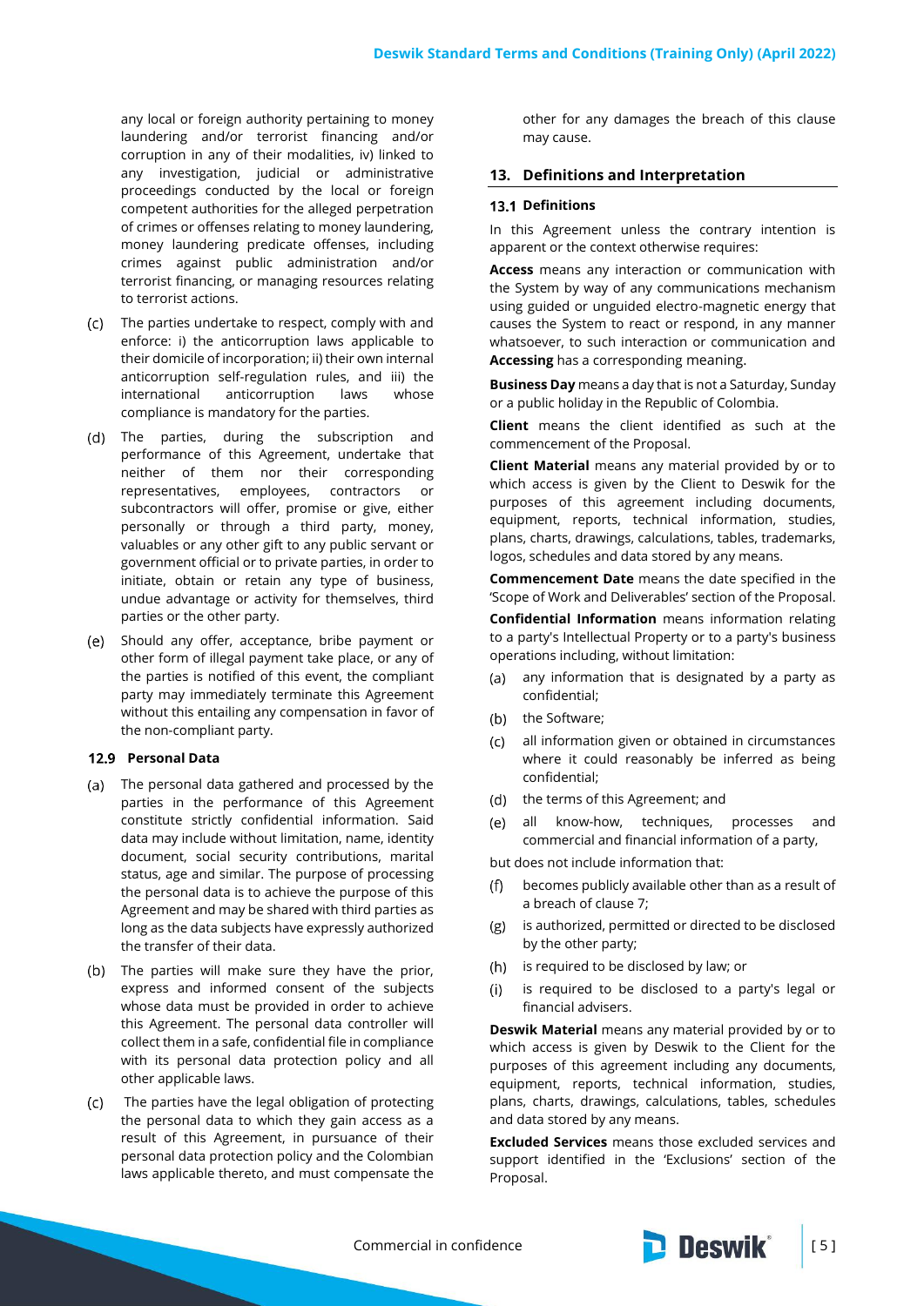any local or foreign authority pertaining to money laundering and/or terrorist financing and/or corruption in any of their modalities, iv) linked to any investigation, judicial or administrative proceedings conducted by the local or foreign competent authorities for the alleged perpetration of crimes or offenses relating to money laundering, money laundering predicate offenses, including crimes against public administration and/or terrorist financing, or managing resources relating to terrorist actions.

(c) The parties undertake to respect, comply with and enforce: i) the anticorruption laws applicable to their domicile of incorporation; ii) their own internal anticorruption self-regulation rules, and iii) the international anticorruption laws whose compliance is mandatory for the parties.

(d) The parties, during the subscription and performance of this Agreement, undertake that neither of them nor their corresponding representatives, employees, contractors or subcontractors will offer, promise or give, either personally or through a third party, money, valuables or any other gift to any public servant or government official or to private parties, in order to initiate, obtain or retain any type of business, undue advantage or activity for themselves, third parties or the other party.

(e) Should any offer, acceptance, bribe payment or other form of illegal payment take place, or any of the parties is notified of this event, the compliant party may immediately terminate this Agreement without this entailing any compensation in favor of the non-compliant party.

### 12.9 Personal Data

(a) The personal data gathered and processed by the parties in the performance of this Agreement constitute strictly confidential information. Said data may include without limitation, name, identity document, social security contributions, marital status, age and similar. The purpose of processing the personal data is to achieve the purpose of this Agreement and may be shared with third parties as long as the data subjects have expressly authorized the transfer of their data.

(b) The parties will make sure they have the prior, express and informed consent of the subjects whose data must be provided in order to achieve this Agreement. The personal data controller will collect them in a safe, confidential file in compliance with its personal data protection policy and all other applicable laws.

(c) The parties have the legal obligation of protecting the personal data to which they gain access as a result of this Agreement, in pursuance of their personal data protection policy and the Colombian laws applicable thereto, and must compensate the other for any damages the breach of this clause may cause.

## 13. Definitions and Interpretation

### 13.1 Definitions

In this Agreement unless the contrary intention is apparent or the context otherwise requires:

**Access** means any interaction or communication with the System by way of any communications mechanism using guided or unguided electro-magnetic energy that causes the System to react or respond, in any manner whatsoever, to such interaction or communication and **Accessing** has a corresponding meaning.

**Business Day** means a day that is not a Saturday, Sunday or a public holiday in the Republic of Colombia.

**Client** means the client identified as such at the commencement of the Proposal.

**Client Material** means any material provided by or to which access is given by the Client to Deswik for the purposes of this agreement including documents, equipment, reports, technical information, studies, plans, charts, drawings, calculations, tables, trademarks, logos, schedules and data stored by any means.

**Commencement Date** means the date specified in the 'Scope of Work and Deliverables' section of the Proposal.

**Confidential Information** means information relating to a party's Intellectual Property or to a party's business operations including, without limitation:

(a) any information that is designated by a party as confidential;

(b) the Software;

(c) all information given or obtained in circumstances where it could reasonably be inferred as being confidential;

(d) the terms of this Agreement; and

(e) all know-how, techniques, processes and commercial and financial information of a party,

but does not include information that:

(f) becomes publicly available other than as a result of a breach of clause 7;

(g) is authorized, permitted or directed to be disclosed by the other party;

(h) is required to be disclosed by law; or

(i) is required to be disclosed to a party's legal or financial advisers.

**Deswik Material** means any material provided by or to which access is given by Deswik to the Client for the purposes of this agreement including any documents, equipment, reports, technical information, studies, plans, charts, drawings, calculations, tables, schedules and data stored by any means.

**Excluded Services** means those excluded services and support identified in the 'Exclusions' section of the Proposal.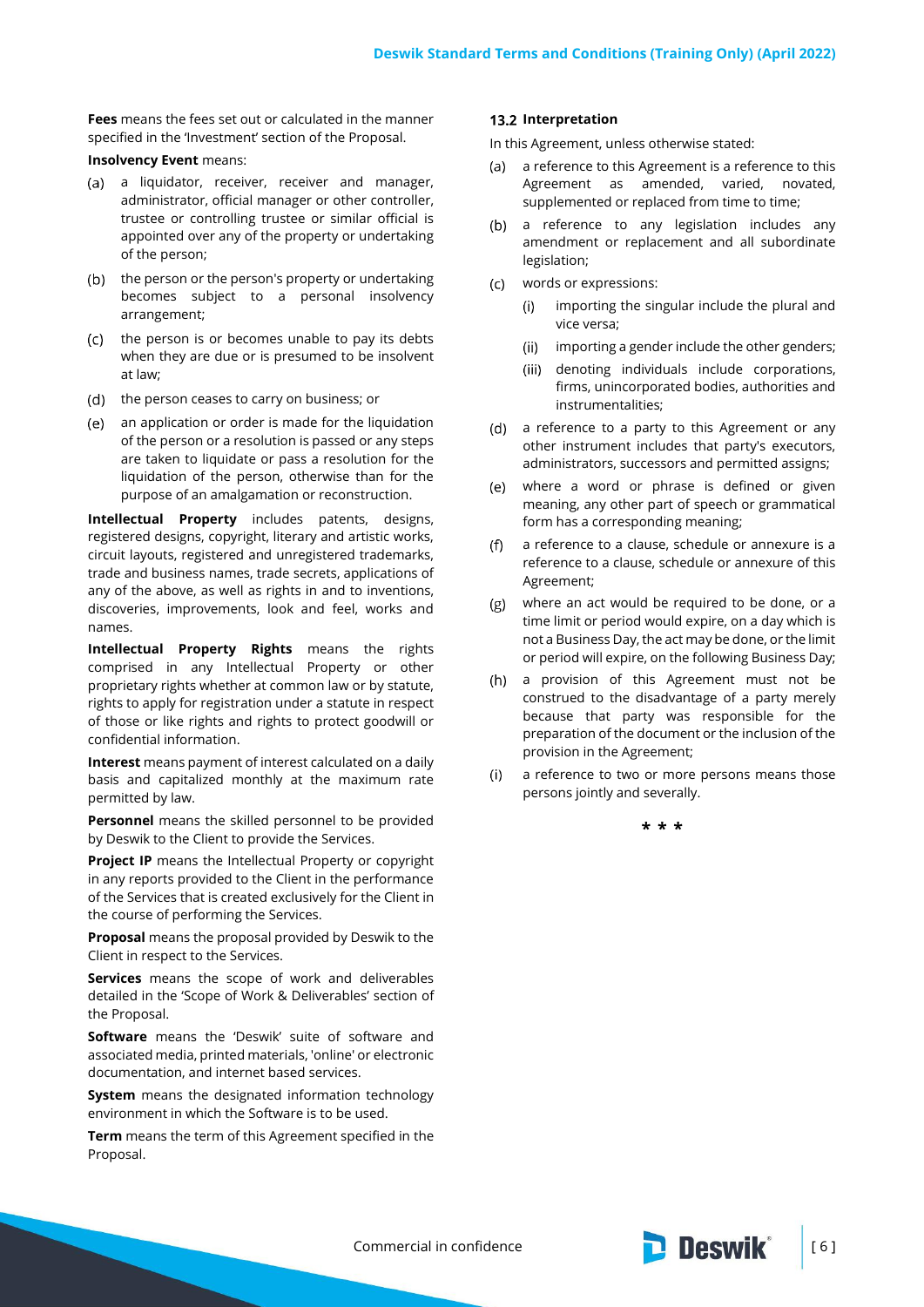**Fees** means the fees set out or calculated in the manner specified in the 'Investment' section of the Proposal.

**Insolvency Event** means:

(a) a liquidator, receiver, receiver and manager, administrator, official manager or other controller, trustee or controlling trustee or similar official is appointed over any of the property or undertaking of the person;

(b) the person or the person's property or undertaking becomes subject to a personal insolvency arrangement;

(c) the person is or becomes unable to pay its debts when they are due or is presumed to be insolvent at law;

(d) the person ceases to carry on business; or

(e) an application or order is made for the liquidation of the person or a resolution is passed or any steps are taken to liquidate or pass a resolution for the liquidation of the person, otherwise than for the purpose of an amalgamation or reconstruction.

**Intellectual Property** includes patents, designs, registered designs, copyright, literary and artistic works, circuit layouts, registered and unregistered trademarks, trade and business names, trade secrets, applications of any of the above, as well as rights in and to inventions, discoveries, improvements, look and feel, works and names.

**Intellectual Property Rights** means the rights comprised in any Intellectual Property or other proprietary rights whether at common law or by statute, rights to apply for registration under a statute in respect of those or like rights and rights to protect goodwill or confidential information.

**Interest** means payment of interest calculated on a daily basis and capitalized monthly at the maximum rate permitted by law.

**Personnel** means the skilled personnel to be provided by Deswik to the Client to provide the Services.

**Project IP** means the Intellectual Property or copyright in any reports provided to the Client in the performance of the Services that is created exclusively for the Client in the course of performing the Services.

**Proposal** means the proposal provided by Deswik to the Client in respect to the Services.

**Services** means the scope of work and deliverables detailed in the 'Scope of Work & Deliverables' section of the Proposal.

**Software** means the 'Deswik' suite of software and associated media, printed materials, 'online' or electronic documentation, and internet based services.

**System** means the designated information technology environment in which the Software is to be used.

**Term** means the term of this Agreement specified in the Proposal.

### 13.2 Interpretation

In this Agreement, unless otherwise stated:

(a) a reference to this Agreement is a reference to this Agreement as amended, varied, novated, supplemented or replaced from time to time;

(b) a reference to any legislation includes any amendment or replacement and all subordinate legislation;

(c) words or expressions:

  (i) importing the singular include the plural and vice versa;

  (ii) importing a gender include the other genders;

  (iii) denoting individuals include corporations, firms, unincorporated bodies, authorities and instrumentalities;

(d) a reference to a party to this Agreement or any other instrument includes that party's executors, administrators, successors and permitted assigns;

(e) where a word or phrase is defined or given meaning, any other part of speech or grammatical form has a corresponding meaning;

(f) a reference to a clause, schedule or annexure is a reference to a clause, schedule or annexure of this Agreement;

(g) where an act would be required to be done, or a time limit or period would expire, on a day which is not a Business Day, the act may be done, or the limit or period will expire, on the following Business Day;

(h) a provision of this Agreement must not be construed to the disadvantage of a party merely because that party was responsible for the preparation of the document or the inclusion of the provision in the Agreement;

(i) a reference to two or more persons means those persons jointly and severally.

\* \* \*